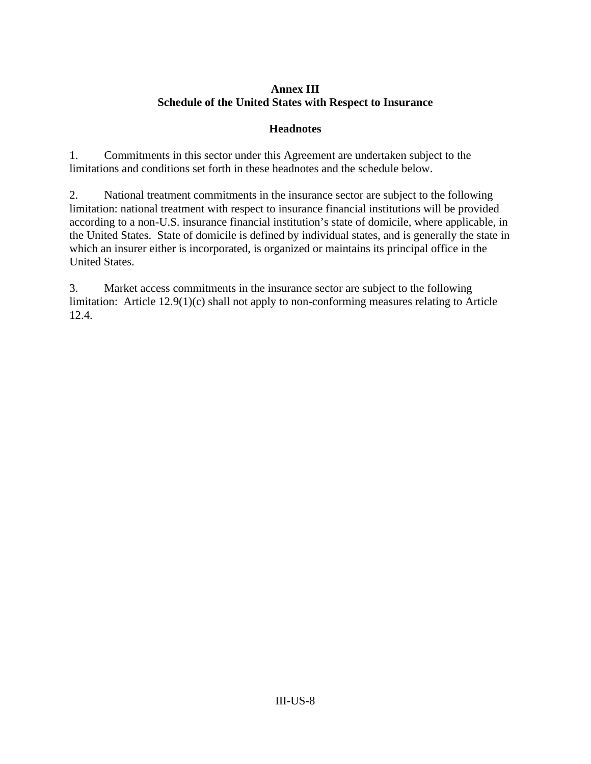# Annex III
# Schedule of the United States with Respect to Insurance

## Headnotes

1. Commitments in this sector under this Agreement are undertaken subject to the limitations and conditions set forth in these headnotes and the schedule below.

2. National treatment commitments in the insurance sector are subject to the following limitation: national treatment with respect to insurance financial institutions will be provided according to a non-U.S. insurance financial institution's state of domicile, where applicable, in the United States. State of domicile is defined by individual states, and is generally the state in which an insurer either is incorporated, is organized or maintains its principal office in the United States.

3. Market access commitments in the insurance sector are subject to the following limitation: Article 12.9(1)(c) shall not apply to non-conforming measures relating to Article 12.4.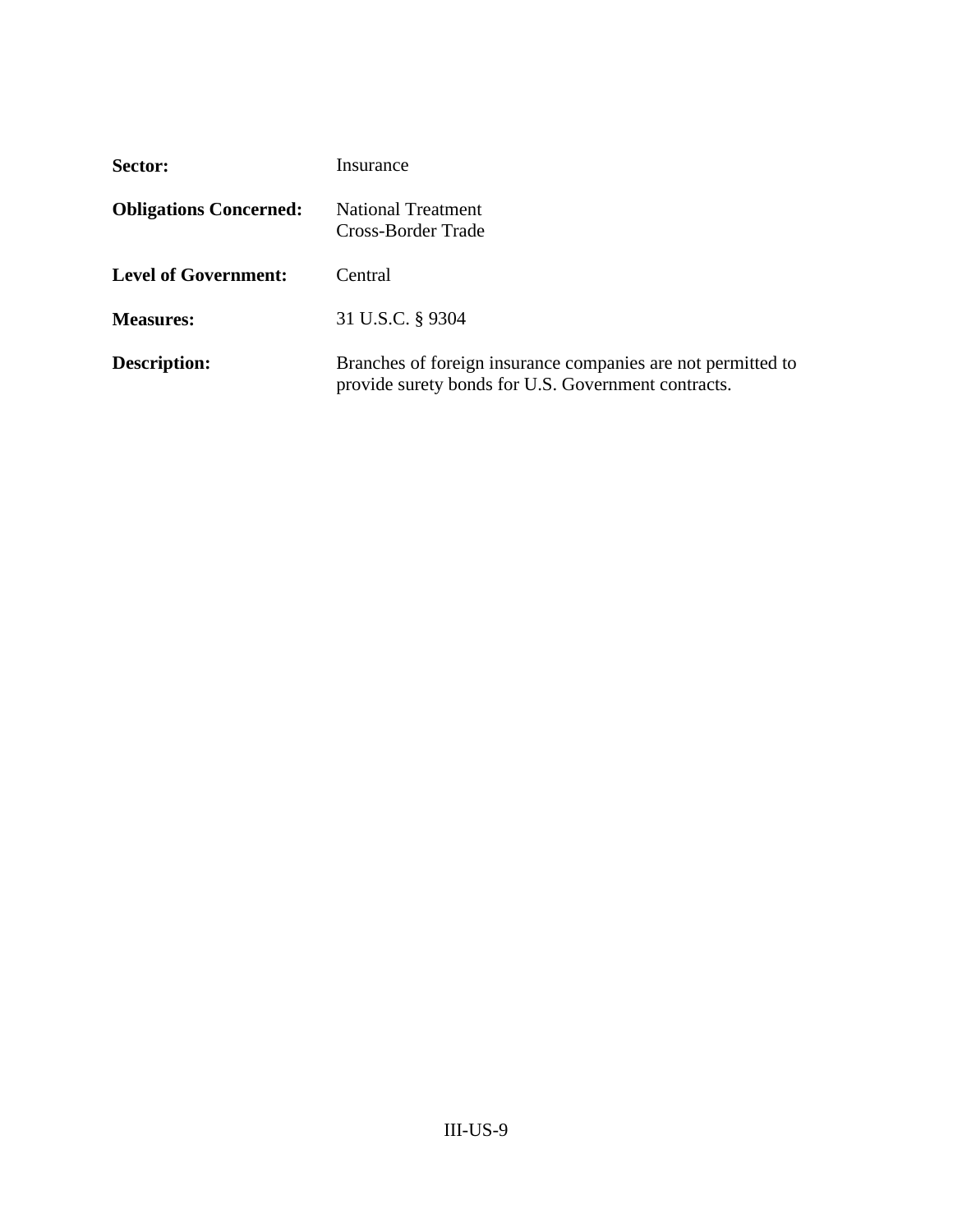**Sector:** Insurance

**Obligations Concerned:** National Treatment
Cross-Border Trade

**Level of Government:** Central

**Measures:** 31 U.S.C. § 9304

**Description:** Branches of foreign insurance companies are not permitted to provide surety bonds for U.S. Government contracts.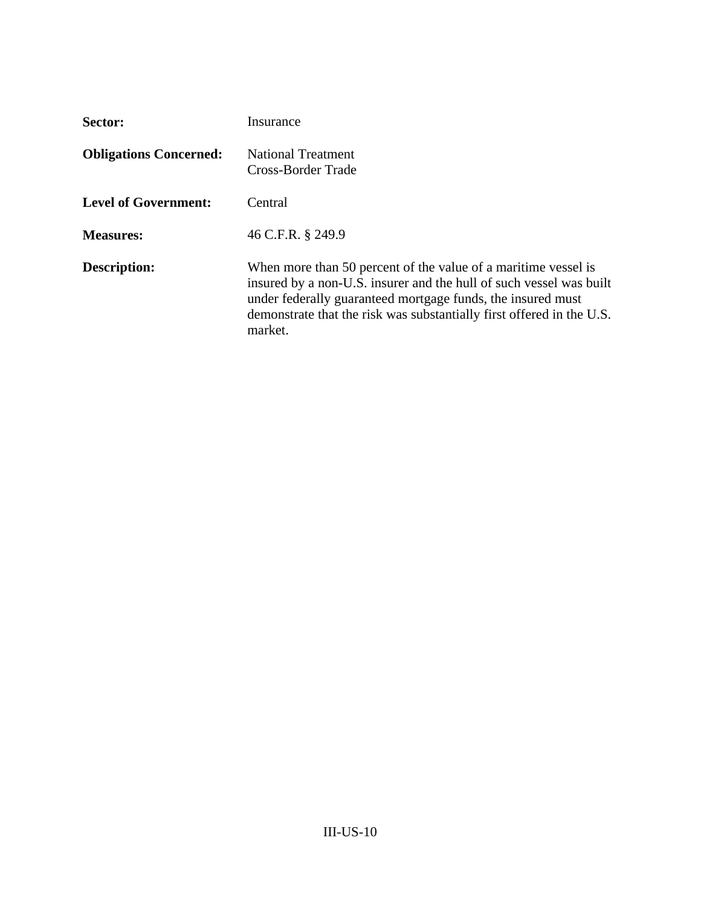| | |
|---|---|
| **Sector:** | Insurance |
| **Obligations Concerned:** | National Treatment<br>Cross-Border Trade |
| **Level of Government:** | Central |
| **Measures:** | 46 C.F.R. § 249.9 |
| **Description:** | When more than 50 percent of the value of a maritime vessel is insured by a non-U.S. insurer and the hull of such vessel was built under federally guaranteed mortgage funds, the insured must demonstrate that the risk was substantially first offered in the U.S. market. |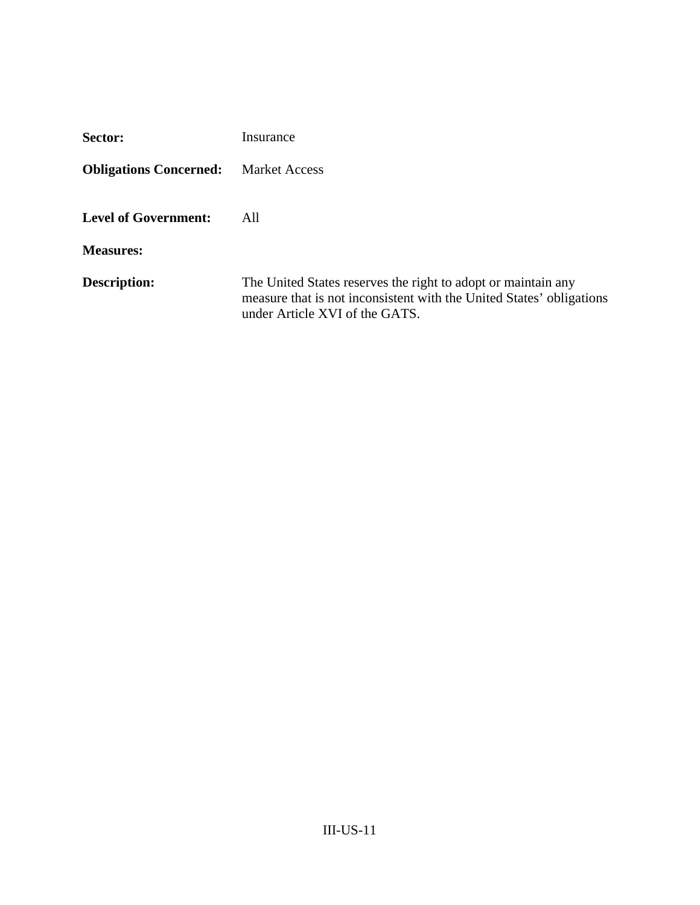**Sector:** Insurance

**Obligations Concerned:** Market Access

**Level of Government:** All

**Measures:**

**Description:** The United States reserves the right to adopt or maintain any measure that is not inconsistent with the United States' obligations under Article XVI of the GATS.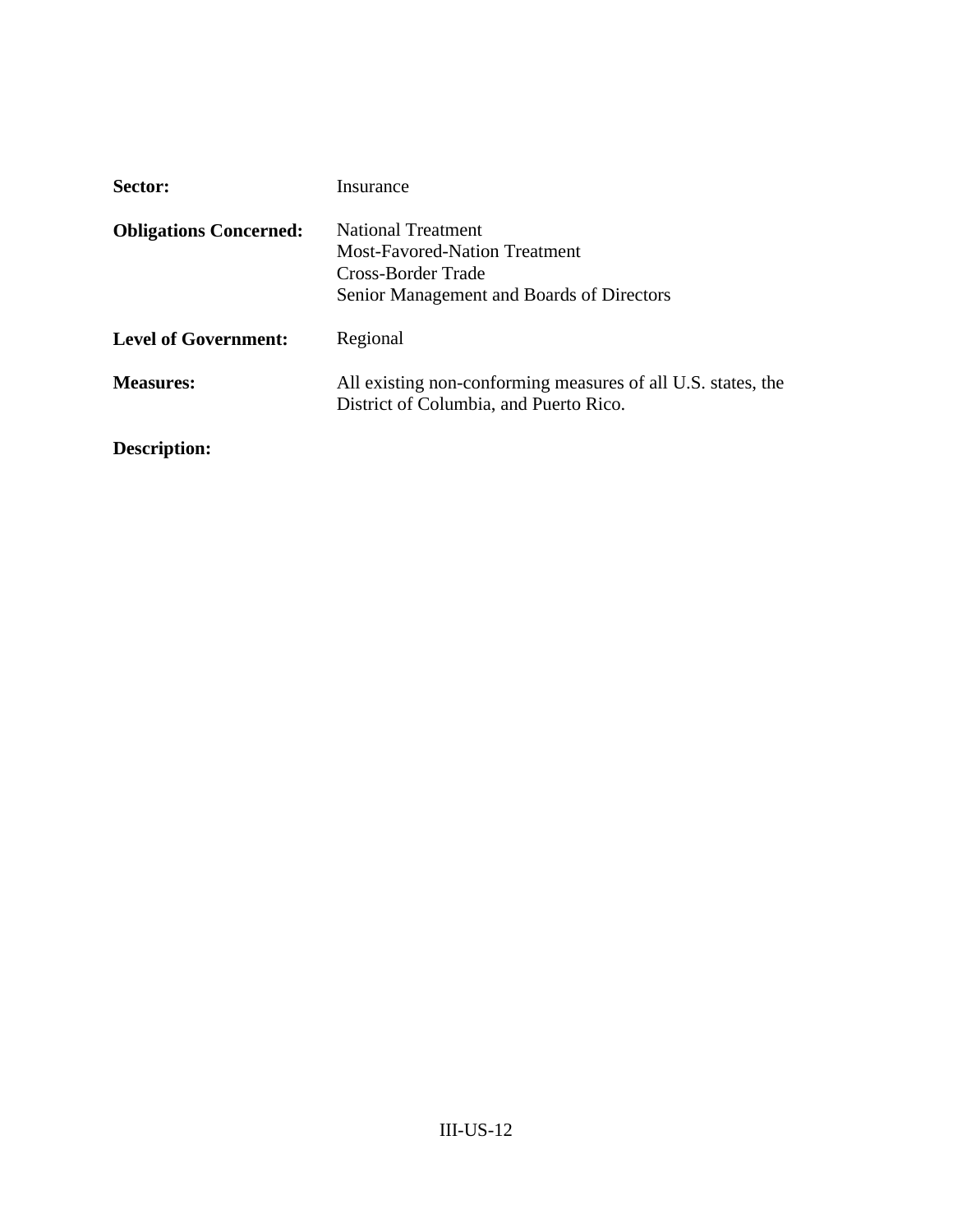| | |
|---|---|
| **Sector:** | Insurance |
| **Obligations Concerned:** | National Treatment<br>Most-Favored-Nation Treatment<br>Cross-Border Trade<br>Senior Management and Boards of Directors |
| **Level of Government:** | Regional |
| **Measures:** | All existing non-conforming measures of all U.S. states, the District of Columbia, and Puerto Rico. |

**Description:**